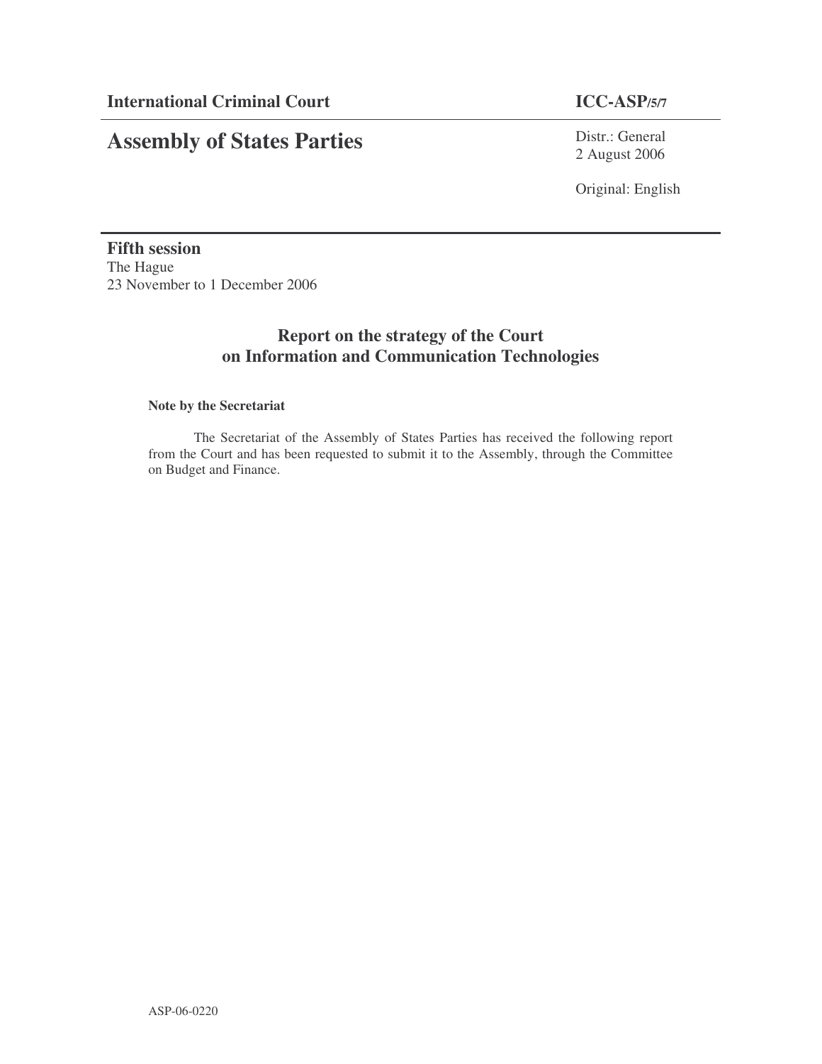**International Criminal Court** **ICC-ASP/5/7**

# Assembly of States Parties

Distr.: General
2 August 2006

Original: English

**Fifth session**
The Hague
23 November to 1 December 2006

## Report on the strategy of the Court on Information and Communication Technologies

**Note by the Secretariat**

The Secretariat of the Assembly of States Parties has received the following report from the Court and has been requested to submit it to the Assembly, through the Committee on Budget and Finance.

ASP-06-0220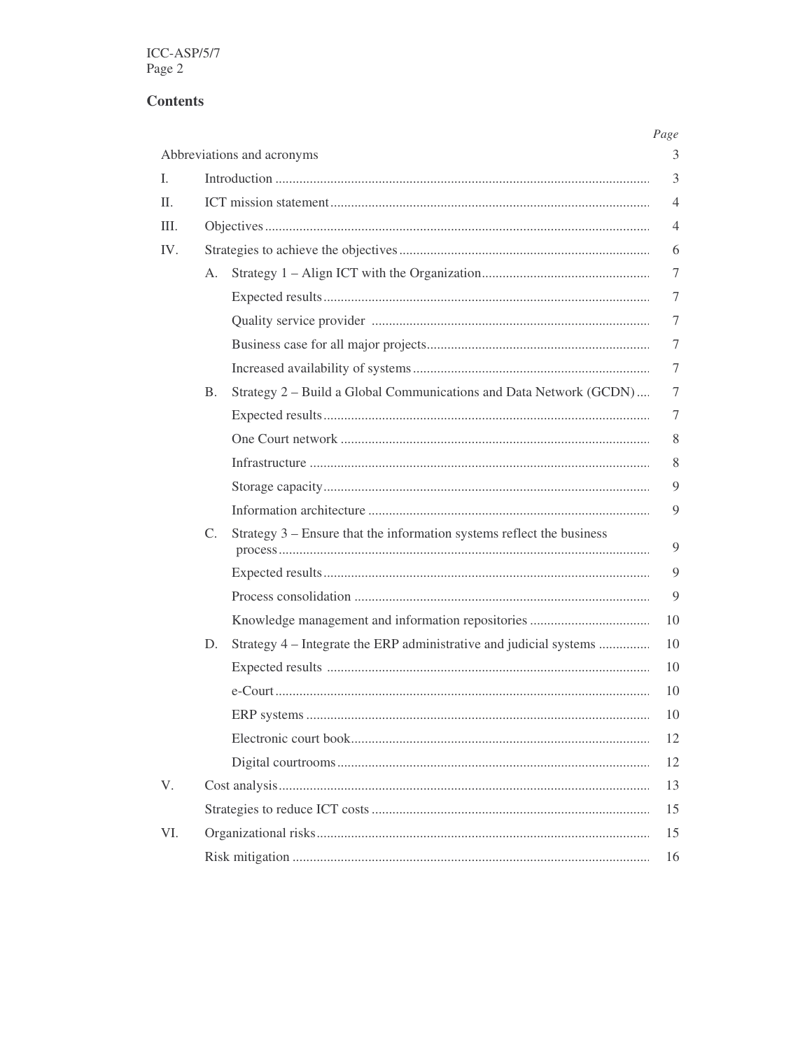## Contents

| | | Page |
|---|---|---|
| Abbreviations and acronyms | | 3 |
| I. | Introduction | 3 |
| II. | ICT mission statement | 4 |
| III. | Objectives | 4 |
| IV. | Strategies to achieve the objectives | 6 |
| | A. Strategy 1 – Align ICT with the Organization | 7 |
| | Expected results | 7 |
| | Quality service provider | 7 |
| | Business case for all major projects | 7 |
| | Increased availability of systems | 7 |
| | B. Strategy 2 – Build a Global Communications and Data Network (GCDN) | 7 |
| | Expected results | 7 |
| | One Court network | 8 |
| | Infrastructure | 8 |
| | Storage capacity | 9 |
| | Information architecture | 9 |
| | C. Strategy 3 – Ensure that the information systems reflect the business process | 9 |
| | Expected results | 9 |
| | Process consolidation | 9 |
| | Knowledge management and information repositories | 10 |
| | D. Strategy 4 – Integrate the ERP administrative and judicial systems | 10 |
| | Expected results | 10 |
| | e-Court | 10 |
| | ERP systems | 10 |
| | Electronic court book | 12 |
| | Digital courtrooms | 12 |
| V. | Cost analysis | 13 |
| | Strategies to reduce ICT costs | 15 |
| VI. | Organizational risks | 15 |
| | Risk mitigation | 16 |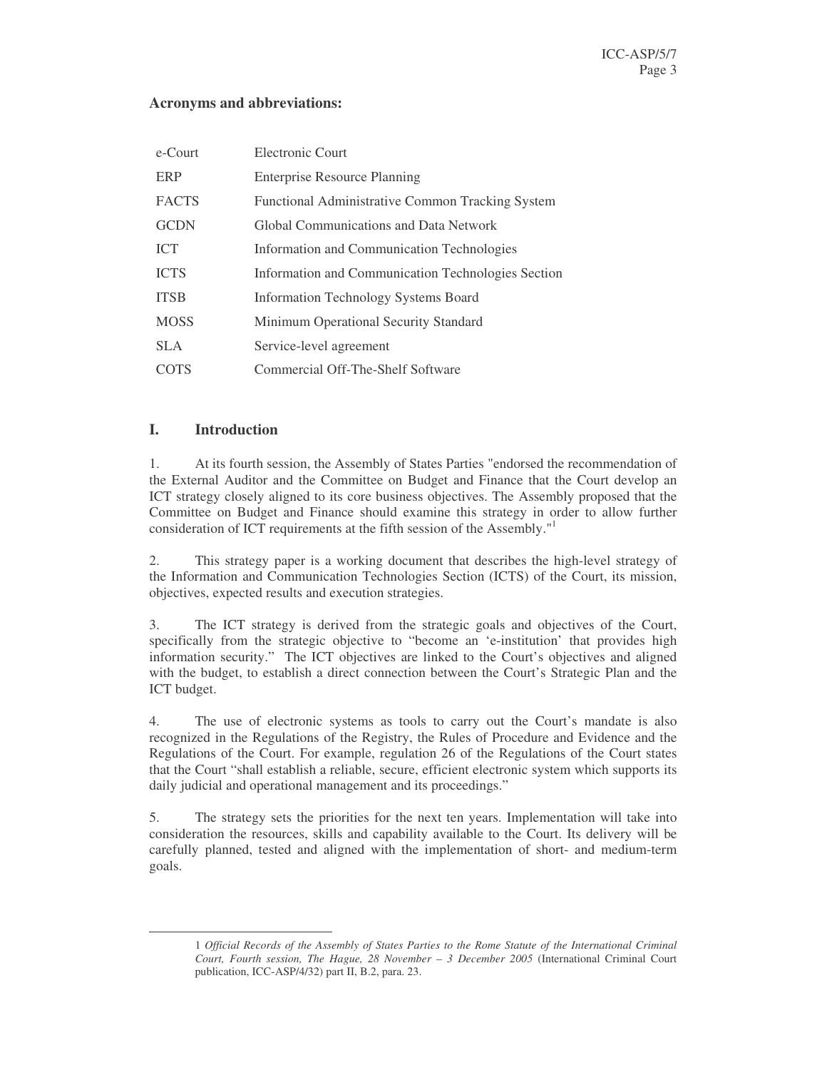**Acronyms and abbreviations:**

| | |
|---|---|
| e-Court | Electronic Court |
| ERP | Enterprise Resource Planning |
| FACTS | Functional Administrative Common Tracking System |
| GCDN | Global Communications and Data Network |
| ICT | Information and Communication Technologies |
| ICTS | Information and Communication Technologies Section |
| ITSB | Information Technology Systems Board |
| MOSS | Minimum Operational Security Standard |
| SLA | Service-level agreement |
| COTS | Commercial Off-The-Shelf Software |

## I. Introduction

1. At its fourth session, the Assembly of States Parties "endorsed the recommendation of the External Auditor and the Committee on Budget and Finance that the Court develop an ICT strategy closely aligned to its core business objectives. The Assembly proposed that the Committee on Budget and Finance should examine this strategy in order to allow further consideration of ICT requirements at the fifth session of the Assembly."[1]

2. This strategy paper is a working document that describes the high-level strategy of the Information and Communication Technologies Section (ICTS) of the Court, its mission, objectives, expected results and execution strategies.

3. The ICT strategy is derived from the strategic goals and objectives of the Court, specifically from the strategic objective to "become an 'e-institution' that provides high information security." The ICT objectives are linked to the Court's objectives and aligned with the budget, to establish a direct connection between the Court's Strategic Plan and the ICT budget.

4. The use of electronic systems as tools to carry out the Court's mandate is also recognized in the Regulations of the Registry, the Rules of Procedure and Evidence and the Regulations of the Court. For example, regulation 26 of the Regulations of the Court states that the Court "shall establish a reliable, secure, efficient electronic system which supports its daily judicial and operational management and its proceedings."

5. The strategy sets the priorities for the next ten years. Implementation will take into consideration the resources, skills and capability available to the Court. Its delivery will be carefully planned, tested and aligned with the implementation of short- and medium-term goals.

---

1 *Official Records of the Assembly of States Parties to the Rome Statute of the International Criminal Court, Fourth session, The Hague, 28 November – 3 December 2005* (International Criminal Court publication, ICC-ASP/4/32) part II, B.2, para. 23.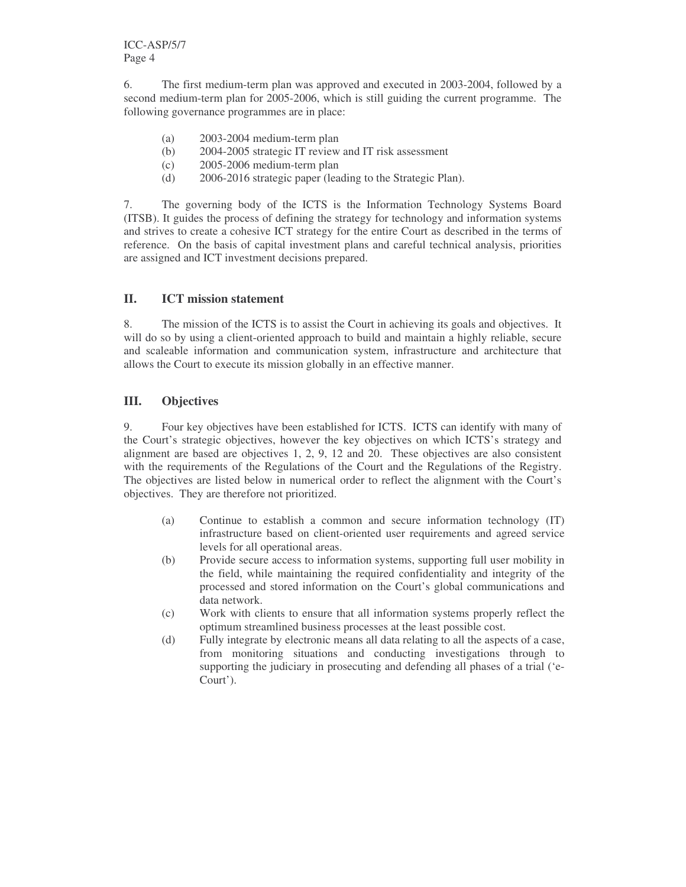6. The first medium-term plan was approved and executed in 2003-2004, followed by a second medium-term plan for 2005-2006, which is still guiding the current programme. The following governance programmes are in place:

(a) 2003-2004 medium-term plan
(b) 2004-2005 strategic IT review and IT risk assessment
(c) 2005-2006 medium-term plan
(d) 2006-2016 strategic paper (leading to the Strategic Plan).

7. The governing body of the ICTS is the Information Technology Systems Board (ITSB). It guides the process of defining the strategy for technology and information systems and strives to create a cohesive ICT strategy for the entire Court as described in the terms of reference. On the basis of capital investment plans and careful technical analysis, priorities are assigned and ICT investment decisions prepared.

## II. ICT mission statement

8. The mission of the ICTS is to assist the Court in achieving its goals and objectives. It will do so by using a client-oriented approach to build and maintain a highly reliable, secure and scaleable information and communication system, infrastructure and architecture that allows the Court to execute its mission globally in an effective manner.

## III. Objectives

9. Four key objectives have been established for ICTS. ICTS can identify with many of the Court's strategic objectives, however the key objectives on which ICTS's strategy and alignment are based are objectives 1, 2, 9, 12 and 20. These objectives are also consistent with the requirements of the Regulations of the Court and the Regulations of the Registry. The objectives are listed below in numerical order to reflect the alignment with the Court's objectives. They are therefore not prioritized.

(a) Continue to establish a common and secure information technology (IT) infrastructure based on client-oriented user requirements and agreed service levels for all operational areas.
(b) Provide secure access to information systems, supporting full user mobility in the field, while maintaining the required confidentiality and integrity of the processed and stored information on the Court's global communications and data network.
(c) Work with clients to ensure that all information systems properly reflect the optimum streamlined business processes at the least possible cost.
(d) Fully integrate by electronic means all data relating to all the aspects of a case, from monitoring situations and conducting investigations through to supporting the judiciary in prosecuting and defending all phases of a trial ('e-Court').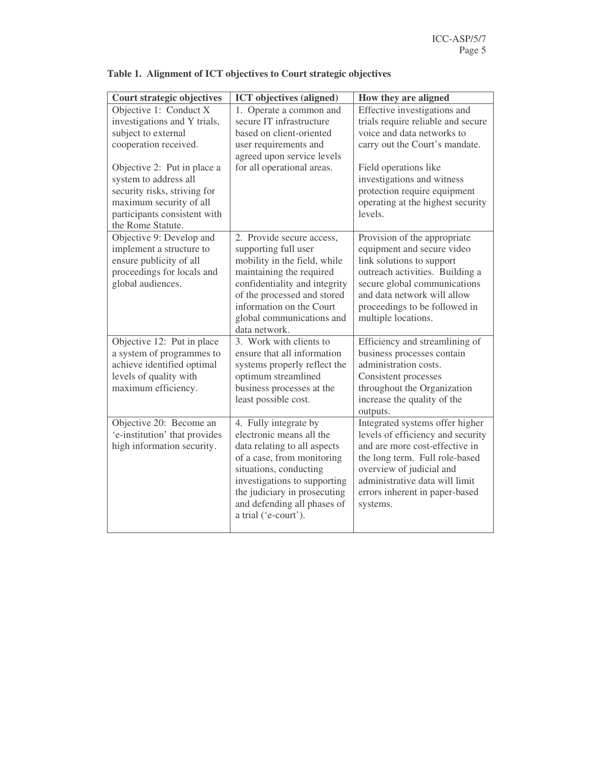**Table 1. Alignment of ICT objectives to Court strategic objectives**

| Court strategic objectives | ICT objectives (aligned) | How they are aligned |
|---|---|---|
| Objective 1: Conduct X investigations and Y trials, subject to external cooperation received.<br><br>Objective 2: Put in place a system to address all security risks, striving for maximum security of all participants consistent with the Rome Statute. | 1. Operate a common and secure IT infrastructure based on client-oriented user requirements and agreed upon service levels for all operational areas. | Effective investigations and trials require reliable and secure voice and data networks to carry out the Court's mandate.<br><br>Field operations like investigations and witness protection require equipment operating at the highest security levels. |
| Objective 9: Develop and implement a structure to ensure publicity of all proceedings for locals and global audiences. | 2. Provide secure access, supporting full user mobility in the field, while maintaining the required confidentiality and integrity of the processed and stored information on the Court global communications and data network. | Provision of the appropriate equipment and secure video link solutions to support outreach activities. Building a secure global communications and data network will allow proceedings to be followed in multiple locations. |
| Objective 12: Put in place a system of programmes to achieve identified optimal levels of quality with maximum efficiency. | 3. Work with clients to ensure that all information systems properly reflect the optimum streamlined business processes at the least possible cost. | Efficiency and streamlining of business processes contain administration costs. Consistent processes throughout the Organization increase the quality of the outputs. |
| Objective 20: Become an 'e-institution' that provides high information security. | 4. Fully integrate by electronic means all the data relating to all aspects of a case, from monitoring situations, conducting investigations to supporting the judiciary in prosecuting and defending all phases of a trial ('e-court'). | Integrated systems offer higher levels of efficiency and security and are more cost-effective in the long term. Full role-based overview of judicial and administrative data will limit errors inherent in paper-based systems. |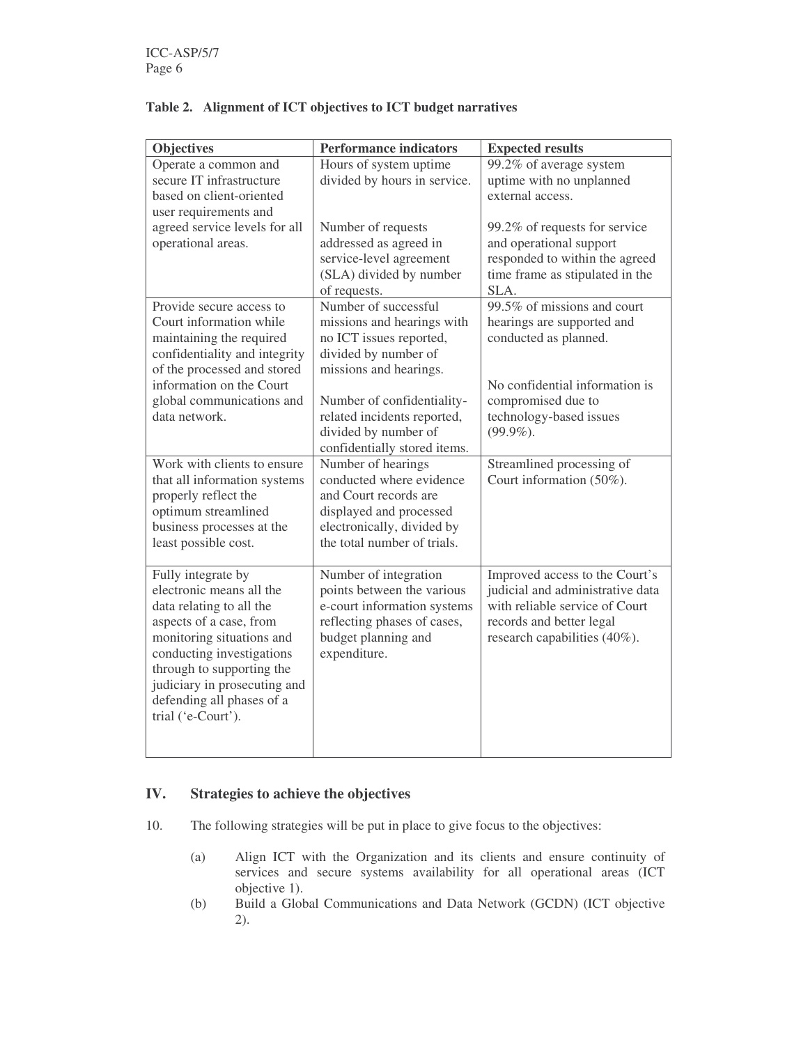**Table 2. Alignment of ICT objectives to ICT budget narratives**

| Objectives | Performance indicators | Expected results |
|---|---|---|
| Operate a common and secure IT infrastructure based on client-oriented user requirements and agreed service levels for all operational areas. | Hours of system uptime divided by hours in service.<br><br>Number of requests addressed as agreed in service-level agreement (SLA) divided by number of requests. | 99.2% of average system uptime with no unplanned external access.<br><br>99.2% of requests for service and operational support responded to within the agreed time frame as stipulated in the SLA. |
| Provide secure access to Court information while maintaining the required confidentiality and integrity of the processed and stored information on the Court global communications and data network. | Number of successful missions and hearings with no ICT issues reported, divided by number of missions and hearings.<br><br>Number of confidentiality-related incidents reported, divided by number of confidentially stored items. | 99.5% of missions and court hearings are supported and conducted as planned.<br><br>No confidential information is compromised due to technology-based issues (99.9%). |
| Work with clients to ensure that all information systems properly reflect the optimum streamlined business processes at the least possible cost. | Number of hearings conducted where evidence and Court records are displayed and processed electronically, divided by the total number of trials. | Streamlined processing of Court information (50%). |
| Fully integrate by electronic means all the data relating to all the aspects of a case, from monitoring situations and conducting investigations through to supporting the judiciary in prosecuting and defending all phases of a trial ('e-Court'). | Number of integration points between the various e-court information systems reflecting phases of cases, budget planning and expenditure. | Improved access to the Court's judicial and administrative data with reliable service of Court records and better legal research capabilities (40%). |

## IV. Strategies to achieve the objectives

10. The following strategies will be put in place to give focus to the objectives:

(a) Align ICT with the Organization and its clients and ensure continuity of services and secure systems availability for all operational areas (ICT objective 1).

(b) Build a Global Communications and Data Network (GCDN) (ICT objective 2).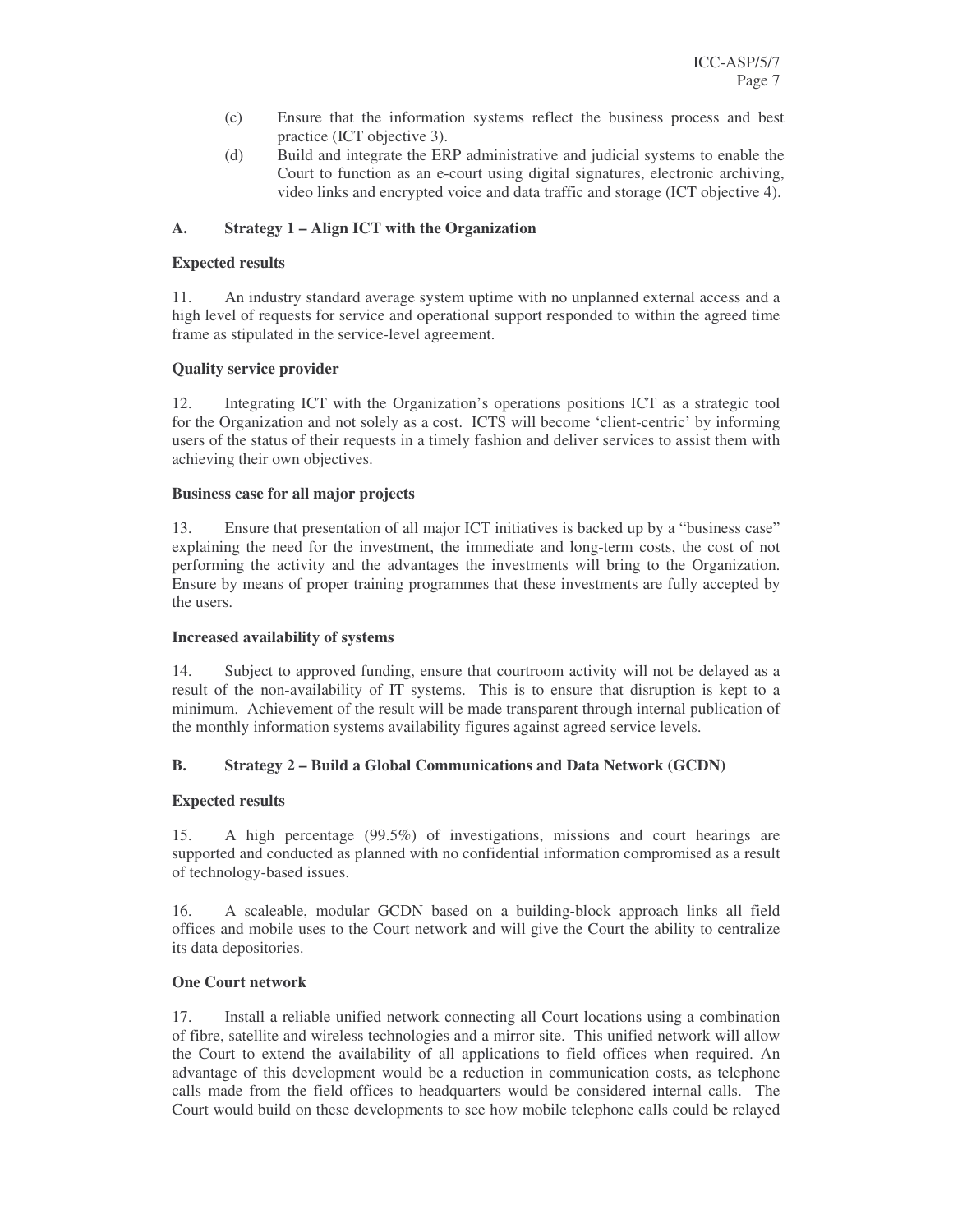(c) Ensure that the information systems reflect the business process and best practice (ICT objective 3).

(d) Build and integrate the ERP administrative and judicial systems to enable the Court to function as an e-court using digital signatures, electronic archiving, video links and encrypted voice and data traffic and storage (ICT objective 4).

## A. Strategy 1 – Align ICT with the Organization

**Expected results**

11. An industry standard average system uptime with no unplanned external access and a high level of requests for service and operational support responded to within the agreed time frame as stipulated in the service-level agreement.

**Quality service provider**

12. Integrating ICT with the Organization's operations positions ICT as a strategic tool for the Organization and not solely as a cost. ICTS will become 'client-centric' by informing users of the status of their requests in a timely fashion and deliver services to assist them with achieving their own objectives.

**Business case for all major projects**

13. Ensure that presentation of all major ICT initiatives is backed up by a "business case" explaining the need for the investment, the immediate and long-term costs, the cost of not performing the activity and the advantages the investments will bring to the Organization. Ensure by means of proper training programmes that these investments are fully accepted by the users.

**Increased availability of systems**

14. Subject to approved funding, ensure that courtroom activity will not be delayed as a result of the non-availability of IT systems. This is to ensure that disruption is kept to a minimum. Achievement of the result will be made transparent through internal publication of the monthly information systems availability figures against agreed service levels.

## B. Strategy 2 – Build a Global Communications and Data Network (GCDN)

**Expected results**

15. A high percentage (99.5%) of investigations, missions and court hearings are supported and conducted as planned with no confidential information compromised as a result of technology-based issues.

16. A scaleable, modular GCDN based on a building-block approach links all field offices and mobile uses to the Court network and will give the Court the ability to centralize its data depositories.

**One Court network**

17. Install a reliable unified network connecting all Court locations using a combination of fibre, satellite and wireless technologies and a mirror site. This unified network will allow the Court to extend the availability of all applications to field offices when required. An advantage of this development would be a reduction in communication costs, as telephone calls made from the field offices to headquarters would be considered internal calls. The Court would build on these developments to see how mobile telephone calls could be relayed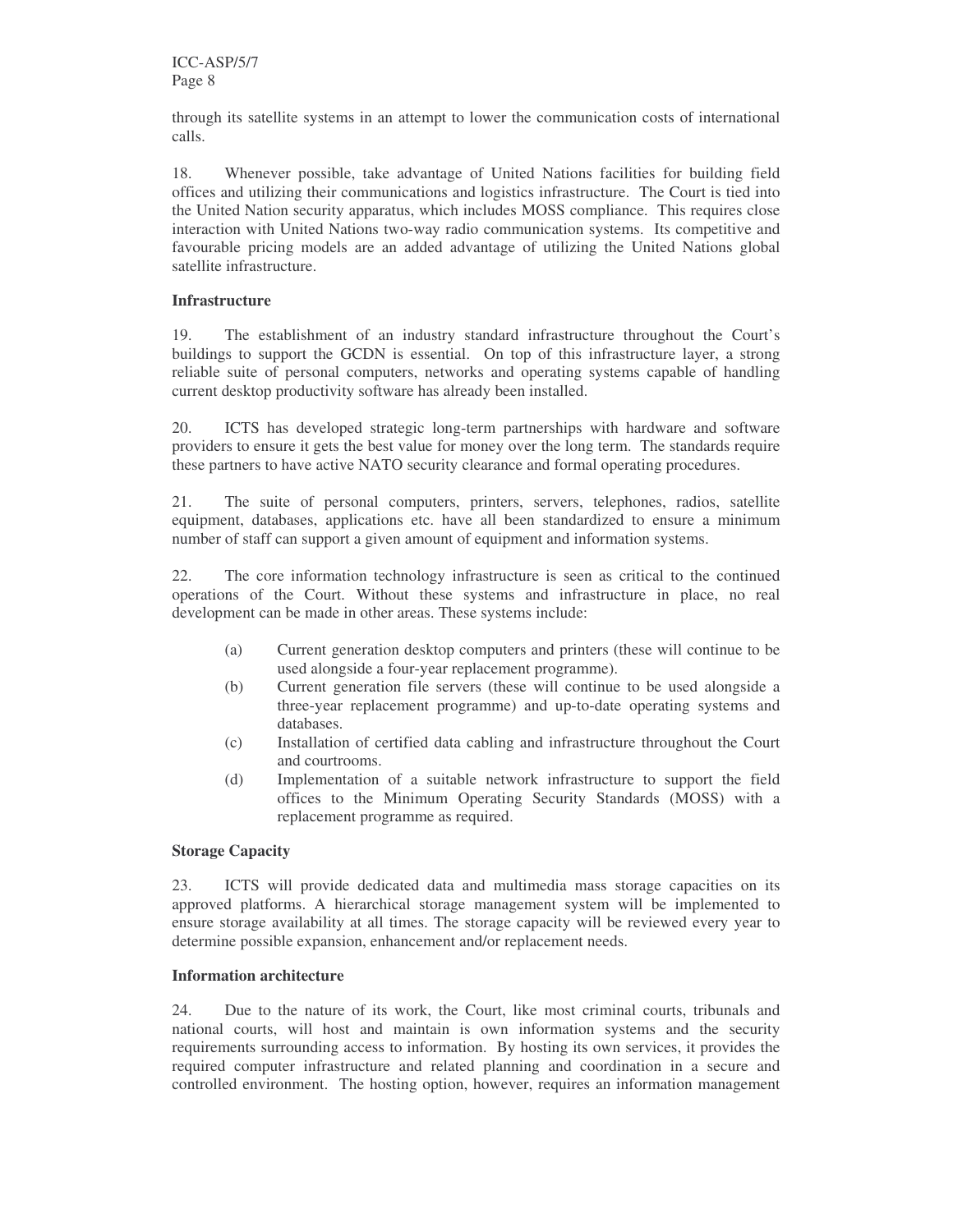through its satellite systems in an attempt to lower the communication costs of international calls.

18. Whenever possible, take advantage of United Nations facilities for building field offices and utilizing their communications and logistics infrastructure. The Court is tied into the United Nation security apparatus, which includes MOSS compliance. This requires close interaction with United Nations two-way radio communication systems. Its competitive and favourable pricing models are an added advantage of utilizing the United Nations global satellite infrastructure.

**Infrastructure**

19. The establishment of an industry standard infrastructure throughout the Court's buildings to support the GCDN is essential. On top of this infrastructure layer, a strong reliable suite of personal computers, networks and operating systems capable of handling current desktop productivity software has already been installed.

20. ICTS has developed strategic long-term partnerships with hardware and software providers to ensure it gets the best value for money over the long term. The standards require these partners to have active NATO security clearance and formal operating procedures.

21. The suite of personal computers, printers, servers, telephones, radios, satellite equipment, databases, applications etc. have all been standardized to ensure a minimum number of staff can support a given amount of equipment and information systems.

22. The core information technology infrastructure is seen as critical to the continued operations of the Court. Without these systems and infrastructure in place, no real development can be made in other areas. These systems include:

(a) Current generation desktop computers and printers (these will continue to be used alongside a four-year replacement programme).

(b) Current generation file servers (these will continue to be used alongside a three-year replacement programme) and up-to-date operating systems and databases.

(c) Installation of certified data cabling and infrastructure throughout the Court and courtrooms.

(d) Implementation of a suitable network infrastructure to support the field offices to the Minimum Operating Security Standards (MOSS) with a replacement programme as required.

**Storage Capacity**

23. ICTS will provide dedicated data and multimedia mass storage capacities on its approved platforms. A hierarchical storage management system will be implemented to ensure storage availability at all times. The storage capacity will be reviewed every year to determine possible expansion, enhancement and/or replacement needs.

**Information architecture**

24. Due to the nature of its work, the Court, like most criminal courts, tribunals and national courts, will host and maintain is own information systems and the security requirements surrounding access to information. By hosting its own services, it provides the required computer infrastructure and related planning and coordination in a secure and controlled environment. The hosting option, however, requires an information management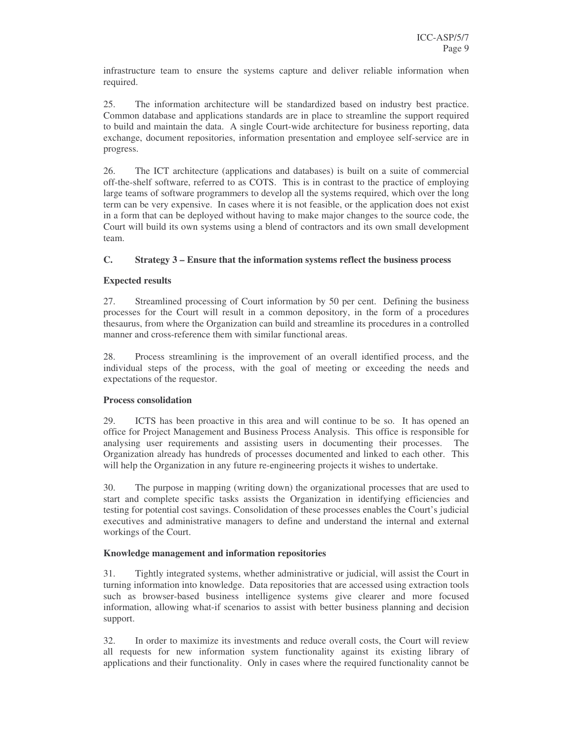infrastructure team to ensure the systems capture and deliver reliable information when required.

25. The information architecture will be standardized based on industry best practice. Common database and applications standards are in place to streamline the support required to build and maintain the data. A single Court-wide architecture for business reporting, data exchange, document repositories, information presentation and employee self-service are in progress.

26. The ICT architecture (applications and databases) is built on a suite of commercial off-the-shelf software, referred to as COTS. This is in contrast to the practice of employing large teams of software programmers to develop all the systems required, which over the long term can be very expensive. In cases where it is not feasible, or the application does not exist in a form that can be deployed without having to make major changes to the source code, the Court will build its own systems using a blend of contractors and its own small development team.

### C. Strategy 3 – Ensure that the information systems reflect the business process

**Expected results**

27. Streamlined processing of Court information by 50 per cent. Defining the business processes for the Court will result in a common depository, in the form of a procedures thesaurus, from where the Organization can build and streamline its procedures in a controlled manner and cross-reference them with similar functional areas.

28. Process streamlining is the improvement of an overall identified process, and the individual steps of the process, with the goal of meeting or exceeding the needs and expectations of the requestor.

**Process consolidation**

29. ICTS has been proactive in this area and will continue to be so. It has opened an office for Project Management and Business Process Analysis. This office is responsible for analysing user requirements and assisting users in documenting their processes. The Organization already has hundreds of processes documented and linked to each other. This will help the Organization in any future re-engineering projects it wishes to undertake.

30. The purpose in mapping (writing down) the organizational processes that are used to start and complete specific tasks assists the Organization in identifying efficiencies and testing for potential cost savings. Consolidation of these processes enables the Court's judicial executives and administrative managers to define and understand the internal and external workings of the Court.

**Knowledge management and information repositories**

31. Tightly integrated systems, whether administrative or judicial, will assist the Court in turning information into knowledge. Data repositories that are accessed using extraction tools such as browser-based business intelligence systems give clearer and more focused information, allowing what-if scenarios to assist with better business planning and decision support.

32. In order to maximize its investments and reduce overall costs, the Court will review all requests for new information system functionality against its existing library of applications and their functionality. Only in cases where the required functionality cannot be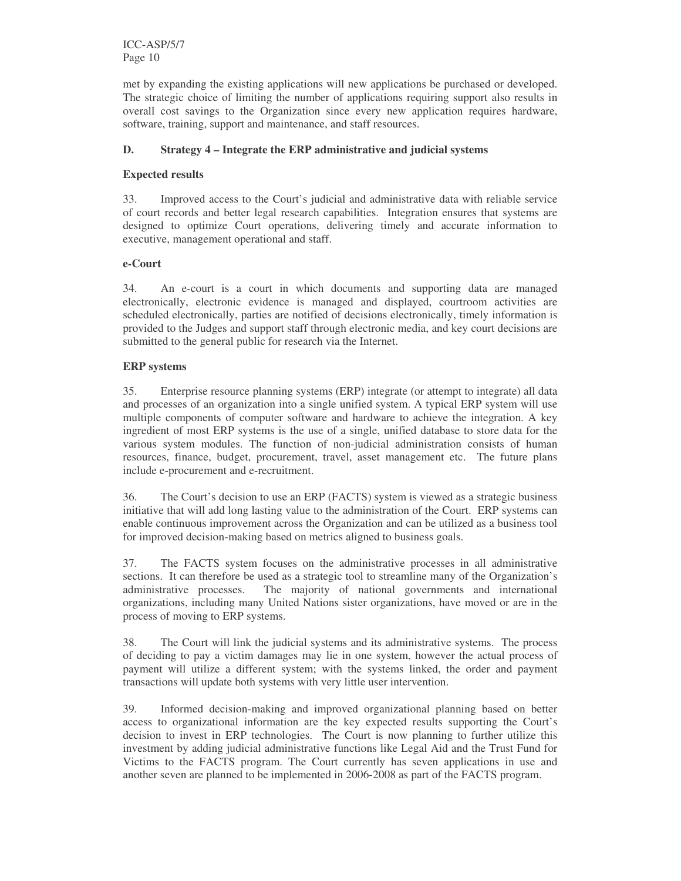met by expanding the existing applications will new applications be purchased or developed. The strategic choice of limiting the number of applications requiring support also results in overall cost savings to the Organization since every new application requires hardware, software, training, support and maintenance, and staff resources.

### D. Strategy 4 – Integrate the ERP administrative and judicial systems

**Expected results**

33. Improved access to the Court's judicial and administrative data with reliable service of court records and better legal research capabilities. Integration ensures that systems are designed to optimize Court operations, delivering timely and accurate information to executive, management operational and staff.

**e-Court**

34. An e-court is a court in which documents and supporting data are managed electronically, electronic evidence is managed and displayed, courtroom activities are scheduled electronically, parties are notified of decisions electronically, timely information is provided to the Judges and support staff through electronic media, and key court decisions are submitted to the general public for research via the Internet.

**ERP systems**

35. Enterprise resource planning systems (ERP) integrate (or attempt to integrate) all data and processes of an organization into a single unified system. A typical ERP system will use multiple components of computer software and hardware to achieve the integration. A key ingredient of most ERP systems is the use of a single, unified database to store data for the various system modules. The function of non-judicial administration consists of human resources, finance, budget, procurement, travel, asset management etc. The future plans include e-procurement and e-recruitment.

36. The Court's decision to use an ERP (FACTS) system is viewed as a strategic business initiative that will add long lasting value to the administration of the Court. ERP systems can enable continuous improvement across the Organization and can be utilized as a business tool for improved decision-making based on metrics aligned to business goals.

37. The FACTS system focuses on the administrative processes in all administrative sections. It can therefore be used as a strategic tool to streamline many of the Organization's administrative processes. The majority of national governments and international organizations, including many United Nations sister organizations, have moved or are in the process of moving to ERP systems.

38. The Court will link the judicial systems and its administrative systems. The process of deciding to pay a victim damages may lie in one system, however the actual process of payment will utilize a different system; with the systems linked, the order and payment transactions will update both systems with very little user intervention.

39. Informed decision-making and improved organizational planning based on better access to organizational information are the key expected results supporting the Court's decision to invest in ERP technologies. The Court is now planning to further utilize this investment by adding judicial administrative functions like Legal Aid and the Trust Fund for Victims to the FACTS program. The Court currently has seven applications in use and another seven are planned to be implemented in 2006-2008 as part of the FACTS program.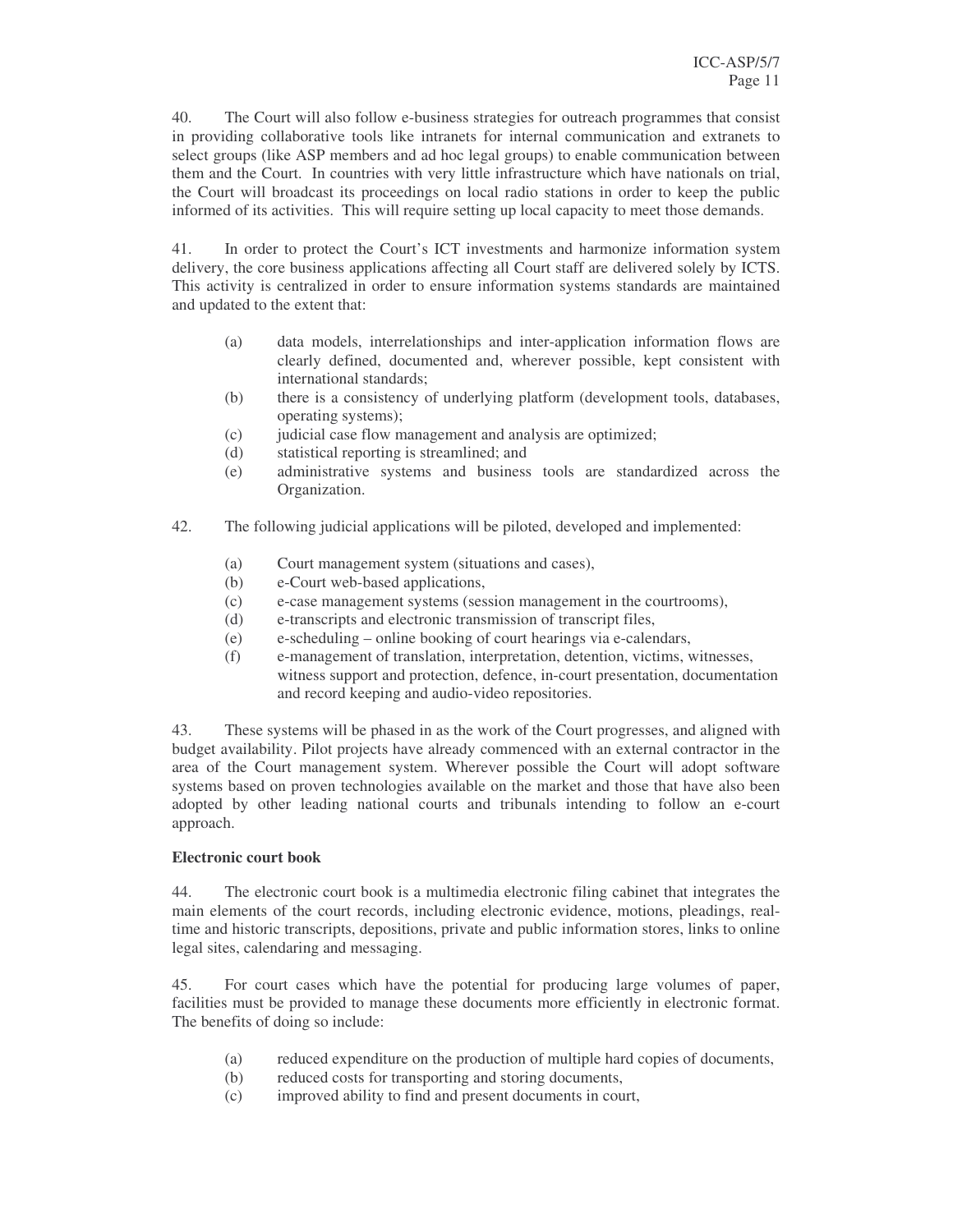40. The Court will also follow e-business strategies for outreach programmes that consist in providing collaborative tools like intranets for internal communication and extranets to select groups (like ASP members and ad hoc legal groups) to enable communication between them and the Court. In countries with very little infrastructure which have nationals on trial, the Court will broadcast its proceedings on local radio stations in order to keep the public informed of its activities. This will require setting up local capacity to meet those demands.

41. In order to protect the Court's ICT investments and harmonize information system delivery, the core business applications affecting all Court staff are delivered solely by ICTS. This activity is centralized in order to ensure information systems standards are maintained and updated to the extent that:

(a) data models, interrelationships and inter-application information flows are clearly defined, documented and, wherever possible, kept consistent with international standards;
(b) there is a consistency of underlying platform (development tools, databases, operating systems);
(c) judicial case flow management and analysis are optimized;
(d) statistical reporting is streamlined; and
(e) administrative systems and business tools are standardized across the Organization.

42. The following judicial applications will be piloted, developed and implemented:

(a) Court management system (situations and cases),
(b) e-Court web-based applications,
(c) e-case management systems (session management in the courtrooms),
(d) e-transcripts and electronic transmission of transcript files,
(e) e-scheduling – online booking of court hearings via e-calendars,
(f) e-management of translation, interpretation, detention, victims, witnesses, witness support and protection, defence, in-court presentation, documentation and record keeping and audio-video repositories.

43. These systems will be phased in as the work of the Court progresses, and aligned with budget availability. Pilot projects have already commenced with an external contractor in the area of the Court management system. Wherever possible the Court will adopt software systems based on proven technologies available on the market and those that have also been adopted by other leading national courts and tribunals intending to follow an e-court approach.

**Electronic court book**

44. The electronic court book is a multimedia electronic filing cabinet that integrates the main elements of the court records, including electronic evidence, motions, pleadings, real-time and historic transcripts, depositions, private and public information stores, links to online legal sites, calendaring and messaging.

45. For court cases which have the potential for producing large volumes of paper, facilities must be provided to manage these documents more efficiently in electronic format. The benefits of doing so include:

(a) reduced expenditure on the production of multiple hard copies of documents,
(b) reduced costs for transporting and storing documents,
(c) improved ability to find and present documents in court,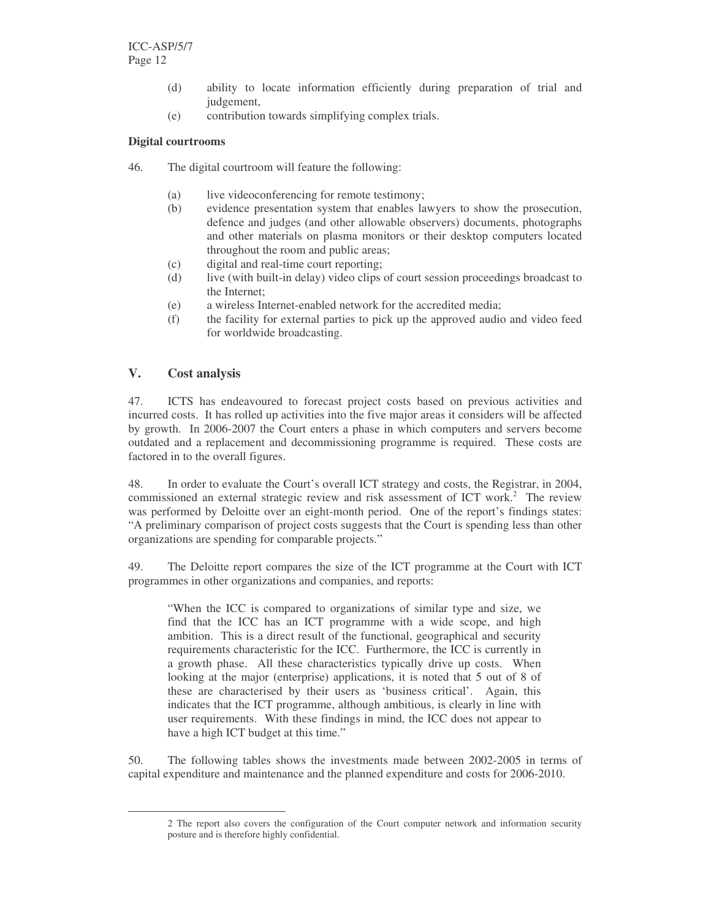(d) ability to locate information efficiently during preparation of trial and judgement,

(e) contribution towards simplifying complex trials.

**Digital courtrooms**

46. The digital courtroom will feature the following:

(a) live videoconferencing for remote testimony;

(b) evidence presentation system that enables lawyers to show the prosecution, defence and judges (and other allowable observers) documents, photographs and other materials on plasma monitors or their desktop computers located throughout the room and public areas;

(c) digital and real-time court reporting;

(d) live (with built-in delay) video clips of court session proceedings broadcast to the Internet;

(e) a wireless Internet-enabled network for the accredited media;

(f) the facility for external parties to pick up the approved audio and video feed for worldwide broadcasting.

## V. Cost analysis

47. ICTS has endeavoured to forecast project costs based on previous activities and incurred costs. It has rolled up activities into the five major areas it considers will be affected by growth. In 2006-2007 the Court enters a phase in which computers and servers become outdated and a replacement and decommissioning programme is required. These costs are factored in to the overall figures.

48. In order to evaluate the Court's overall ICT strategy and costs, the Registrar, in 2004, commissioned an external strategic review and risk assessment of ICT work.[2] The review was performed by Deloitte over an eight-month period. One of the report's findings states: "A preliminary comparison of project costs suggests that the Court is spending less than other organizations are spending for comparable projects."

49. The Deloitte report compares the size of the ICT programme at the Court with ICT programmes in other organizations and companies, and reports:

> "When the ICC is compared to organizations of similar type and size, we find that the ICC has an ICT programme with a wide scope, and high ambition. This is a direct result of the functional, geographical and security requirements characteristic for the ICC. Furthermore, the ICC is currently in a growth phase. All these characteristics typically drive up costs. When looking at the major (enterprise) applications, it is noted that 5 out of 8 of these are characterised by their users as 'business critical'. Again, this indicates that the ICT programme, although ambitious, is clearly in line with user requirements. With these findings in mind, the ICC does not appear to have a high ICT budget at this time."

50. The following tables shows the investments made between 2002-2005 in terms of capital expenditure and maintenance and the planned expenditure and costs for 2006-2010.

---

2 The report also covers the configuration of the Court computer network and information security posture and is therefore highly confidential.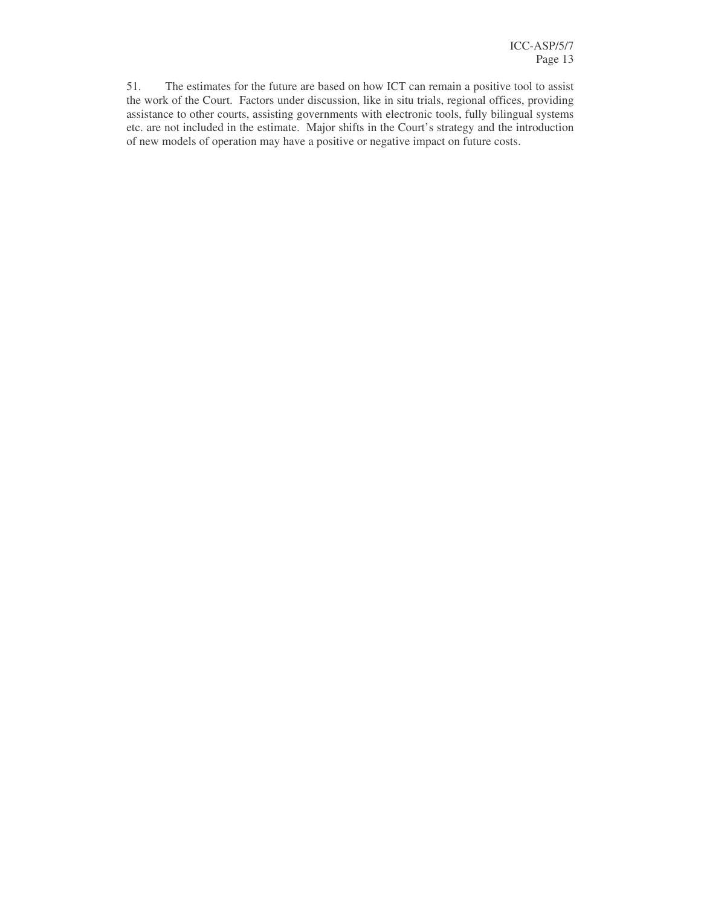51. The estimates for the future are based on how ICT can remain a positive tool to assist the work of the Court. Factors under discussion, like in situ trials, regional offices, providing assistance to other courts, assisting governments with electronic tools, fully bilingual systems etc. are not included in the estimate. Major shifts in the Court's strategy and the introduction of new models of operation may have a positive or negative impact on future costs.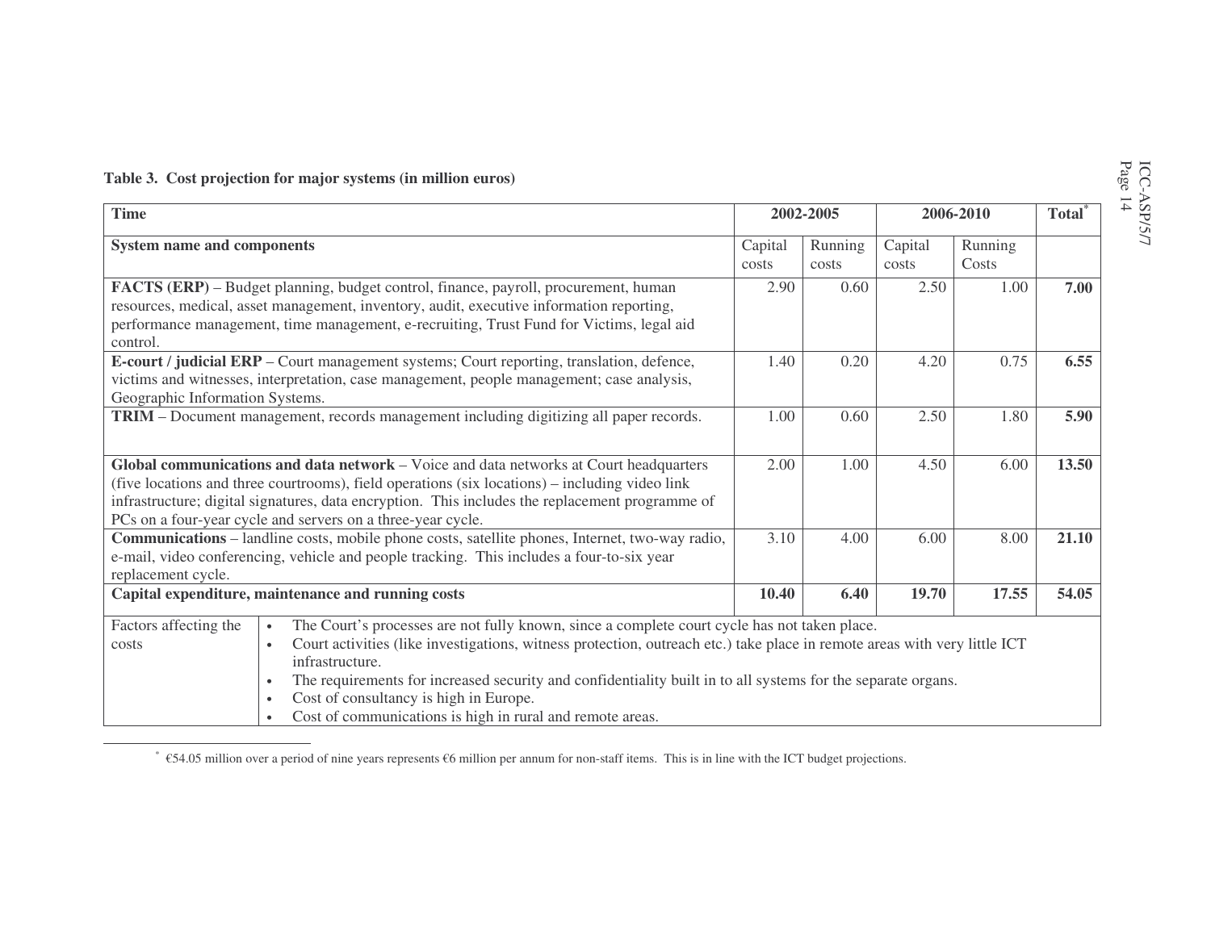**Table 3. Cost projection for major systems (in million euros)**

| Time | 2002-2005 | | 2006-2010 | | Total* |
|---|---|---|---|---|---|
| **System name and components** | Capital costs | Running costs | Capital costs | Running Costs | |
| **FACTS (ERP)** – Budget planning, budget control, finance, payroll, procurement, human resources, medical, asset management, inventory, audit, executive information reporting, performance management, time management, e-recruiting, Trust Fund for Victims, legal aid control. | 2.90 | 0.60 | 2.50 | 1.00 | **7.00** |
| **E-court / judicial ERP** – Court management systems; Court reporting, translation, defence, victims and witnesses, interpretation, case management, people management; case analysis, Geographic Information Systems. | 1.40 | 0.20 | 4.20 | 0.75 | **6.55** |
| **TRIM** – Document management, records management including digitizing all paper records. | 1.00 | 0.60 | 2.50 | 1.80 | **5.90** |
| **Global communications and data network** – Voice and data networks at Court headquarters (five locations and three courtrooms), field operations (six locations) – including video link infrastructure; digital signatures, data encryption. This includes the replacement programme of PCs on a four-year cycle and servers on a three-year cycle. | 2.00 | 1.00 | 4.50 | 6.00 | **13.50** |
| **Communications** – landline costs, mobile phone costs, satellite phones, Internet, two-way radio, e-mail, video conferencing, vehicle and people tracking. This includes a four-to-six year replacement cycle. | 3.10 | 4.00 | 6.00 | 8.00 | **21.10** |
| **Capital expenditure, maintenance and running costs** | **10.40** | **6.40** | **19.70** | **17.55** | **54.05** |

| Factors affecting the costs | |
|---|---|
| | • The Court's processes are not fully known, since a complete court cycle has not taken place.<br>• Court activities (like investigations, witness protection, outreach etc.) take place in remote areas with very little ICT infrastructure.<br>• The requirements for increased security and confidentiality built in to all systems for the separate organs.<br>• Cost of consultancy is high in Europe.<br>• Cost of communications is high in rural and remote areas. |

* €54.05 million over a period of nine years represents €6 million per annum for non-staff items. This is in line with the ICT budget projections.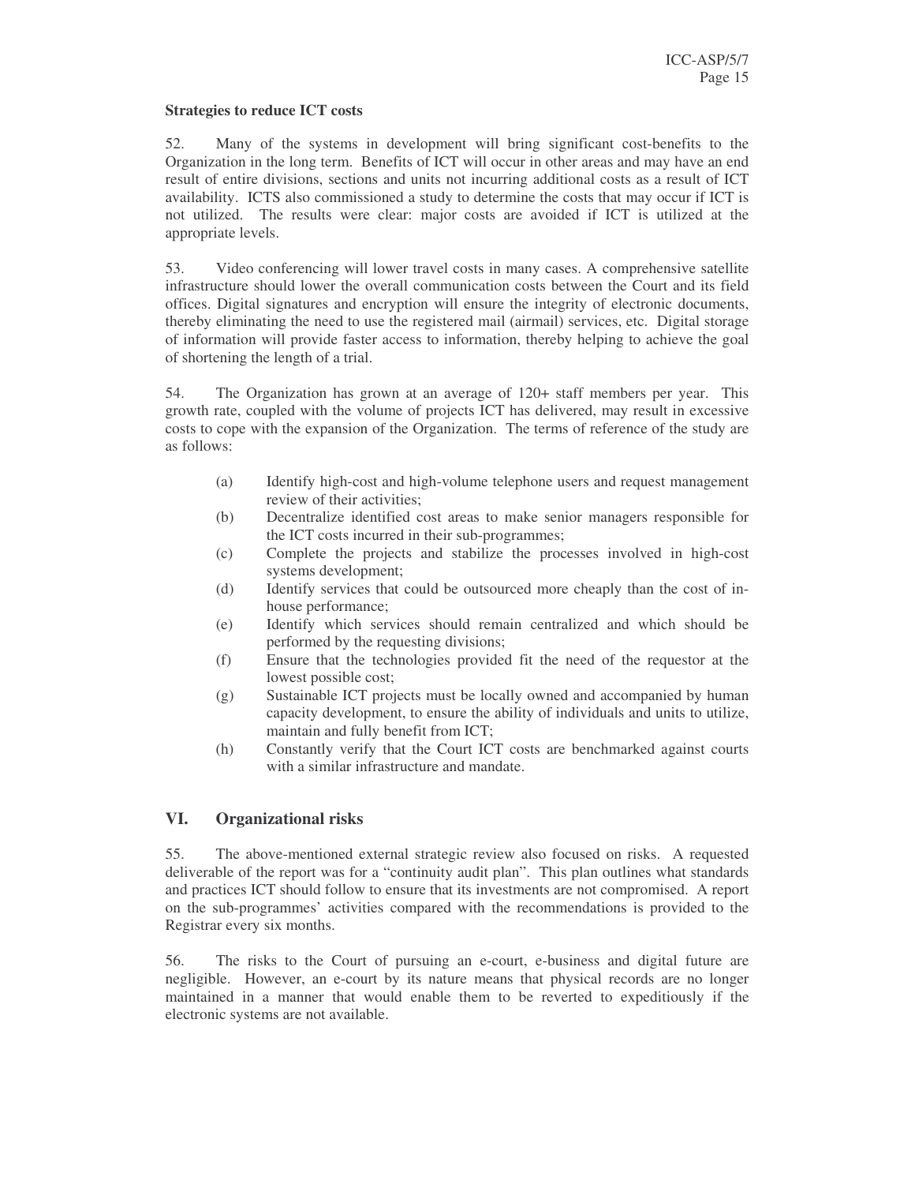**Strategies to reduce ICT costs**

52. Many of the systems in development will bring significant cost-benefits to the Organization in the long term. Benefits of ICT will occur in other areas and may have an end result of entire divisions, sections and units not incurring additional costs as a result of ICT availability. ICTS also commissioned a study to determine the costs that may occur if ICT is not utilized. The results were clear: major costs are avoided if ICT is utilized at the appropriate levels.

53. Video conferencing will lower travel costs in many cases. A comprehensive satellite infrastructure should lower the overall communication costs between the Court and its field offices. Digital signatures and encryption will ensure the integrity of electronic documents, thereby eliminating the need to use the registered mail (airmail) services, etc. Digital storage of information will provide faster access to information, thereby helping to achieve the goal of shortening the length of a trial.

54. The Organization has grown at an average of 120+ staff members per year. This growth rate, coupled with the volume of projects ICT has delivered, may result in excessive costs to cope with the expansion of the Organization. The terms of reference of the study are as follows:

(a) Identify high-cost and high-volume telephone users and request management review of their activities;

(b) Decentralize identified cost areas to make senior managers responsible for the ICT costs incurred in their sub-programmes;

(c) Complete the projects and stabilize the processes involved in high-cost systems development;

(d) Identify services that could be outsourced more cheaply than the cost of in-house performance;

(e) Identify which services should remain centralized and which should be performed by the requesting divisions;

(f) Ensure that the technologies provided fit the need of the requestor at the lowest possible cost;

(g) Sustainable ICT projects must be locally owned and accompanied by human capacity development, to ensure the ability of individuals and units to utilize, maintain and fully benefit from ICT;

(h) Constantly verify that the Court ICT costs are benchmarked against courts with a similar infrastructure and mandate.

## VI. Organizational risks

55. The above-mentioned external strategic review also focused on risks. A requested deliverable of the report was for a "continuity audit plan". This plan outlines what standards and practices ICT should follow to ensure that its investments are not compromised. A report on the sub-programmes' activities compared with the recommendations is provided to the Registrar every six months.

56. The risks to the Court of pursuing an e-court, e-business and digital future are negligible. However, an e-court by its nature means that physical records are no longer maintained in a manner that would enable them to be reverted to expeditiously if the electronic systems are not available.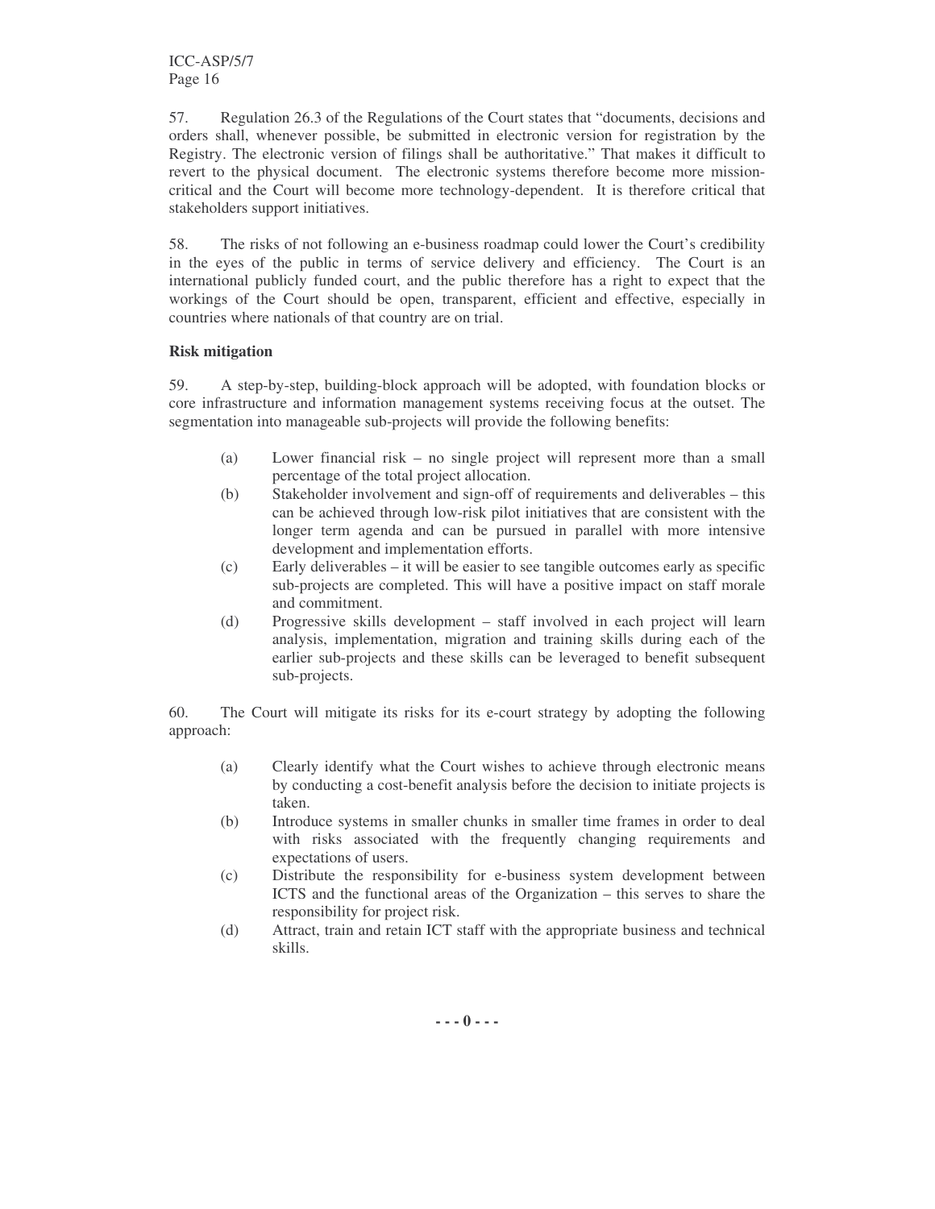57. Regulation 26.3 of the Regulations of the Court states that "documents, decisions and orders shall, whenever possible, be submitted in electronic version for registration by the Registry. The electronic version of filings shall be authoritative." That makes it difficult to revert to the physical document. The electronic systems therefore become more mission-critical and the Court will become more technology-dependent. It is therefore critical that stakeholders support initiatives.

58. The risks of not following an e-business roadmap could lower the Court's credibility in the eyes of the public in terms of service delivery and efficiency. The Court is an international publicly funded court, and the public therefore has a right to expect that the workings of the Court should be open, transparent, efficient and effective, especially in countries where nationals of that country are on trial.

**Risk mitigation**

59. A step-by-step, building-block approach will be adopted, with foundation blocks or core infrastructure and information management systems receiving focus at the outset. The segmentation into manageable sub-projects will provide the following benefits:

(a) Lower financial risk – no single project will represent more than a small percentage of the total project allocation.

(b) Stakeholder involvement and sign-off of requirements and deliverables – this can be achieved through low-risk pilot initiatives that are consistent with the longer term agenda and can be pursued in parallel with more intensive development and implementation efforts.

(c) Early deliverables – it will be easier to see tangible outcomes early as specific sub-projects are completed. This will have a positive impact on staff morale and commitment.

(d) Progressive skills development – staff involved in each project will learn analysis, implementation, migration and training skills during each of the earlier sub-projects and these skills can be leveraged to benefit subsequent sub-projects.

60. The Court will mitigate its risks for its e-court strategy by adopting the following approach:

(a) Clearly identify what the Court wishes to achieve through electronic means by conducting a cost-benefit analysis before the decision to initiate projects is taken.

(b) Introduce systems in smaller chunks in smaller time frames in order to deal with risks associated with the frequently changing requirements and expectations of users.

(c) Distribute the responsibility for e-business system development between ICTS and the functional areas of the Organization – this serves to share the responsibility for project risk.

(d) Attract, train and retain ICT staff with the appropriate business and technical skills.

**- - - 0 - - -**